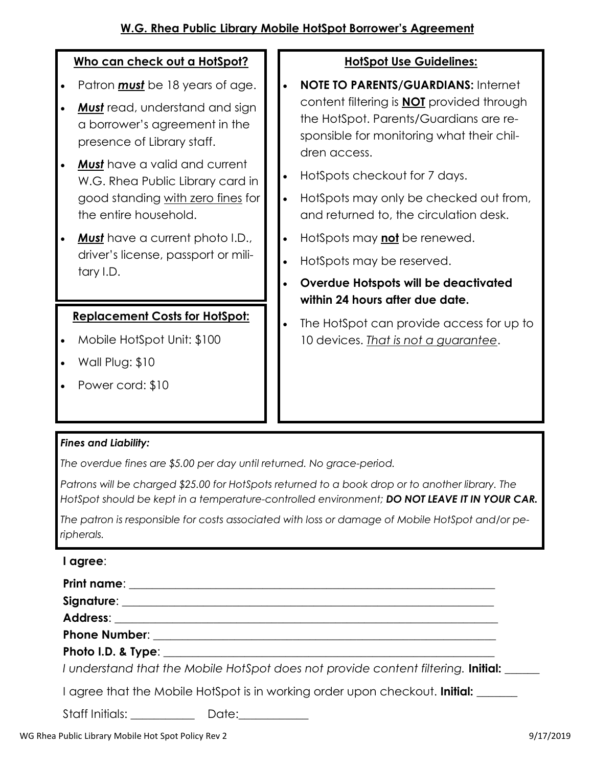# W.G. Rhea Public Library Mobile HotSpot Borrower's Agreement

## Who can check out a HotSpot?

- Patron ***must*** be 18 years of age.
- ***Must*** read, understand and sign a borrower's agreement in the presence of Library staff.
- ***Must*** have a valid and current W.G. Rhea Public Library card in good standing with zero fines for the entire household.
- ***Must*** have a current photo I.D., driver's license, passport or military I.D.

## Replacement Costs for HotSpot:

- Mobile HotSpot Unit: $100
- Wall Plug: $10
- Power cord: $10

## HotSpot Use Guidelines:

- **NOTE TO PARENTS/GUARDIANS:** Internet content filtering is **NOT** provided through the HotSpot. Parents/Guardians are responsible for monitoring what their children access.
- HotSpots checkout for 7 days.
- HotSpots may only be checked out from, and returned to, the circulation desk.
- HotSpots may **not** be renewed.
- HotSpots may be reserved.
- **Overdue Hotspots will be deactivated within 24 hours after due date.**
- The HotSpot can provide access for up to 10 devices. *That is not a guarantee*.

***Fines and Liability:***

*The overdue fines are $5.00 per day until returned. No grace-period.*

*Patrons will be charged $25.00 for HotSpots returned to a book drop or to another library. The HotSpot should be kept in a temperature-controlled environment;* ***DO NOT LEAVE IT IN YOUR CAR.***

*The patron is responsible for costs associated with loss or damage of Mobile HotSpot and/or peripherals.*

**I agree**:

**Print name**: ____________________________________________

**Signature**: ____________________________________________

**Address**: ____________________________________________

**Phone Number**: ____________________________________________

**Photo I.D. & Type**: ____________________________________________

*I understand that the Mobile HotSpot does not provide content filtering.* **Initial:** ______

I agree that the Mobile HotSpot is in working order upon checkout. **Initial:** _______

Staff Initials: ___________ Date:____________

WG Rhea Public Library Mobile Hot Spot Policy Rev 2 9/17/2019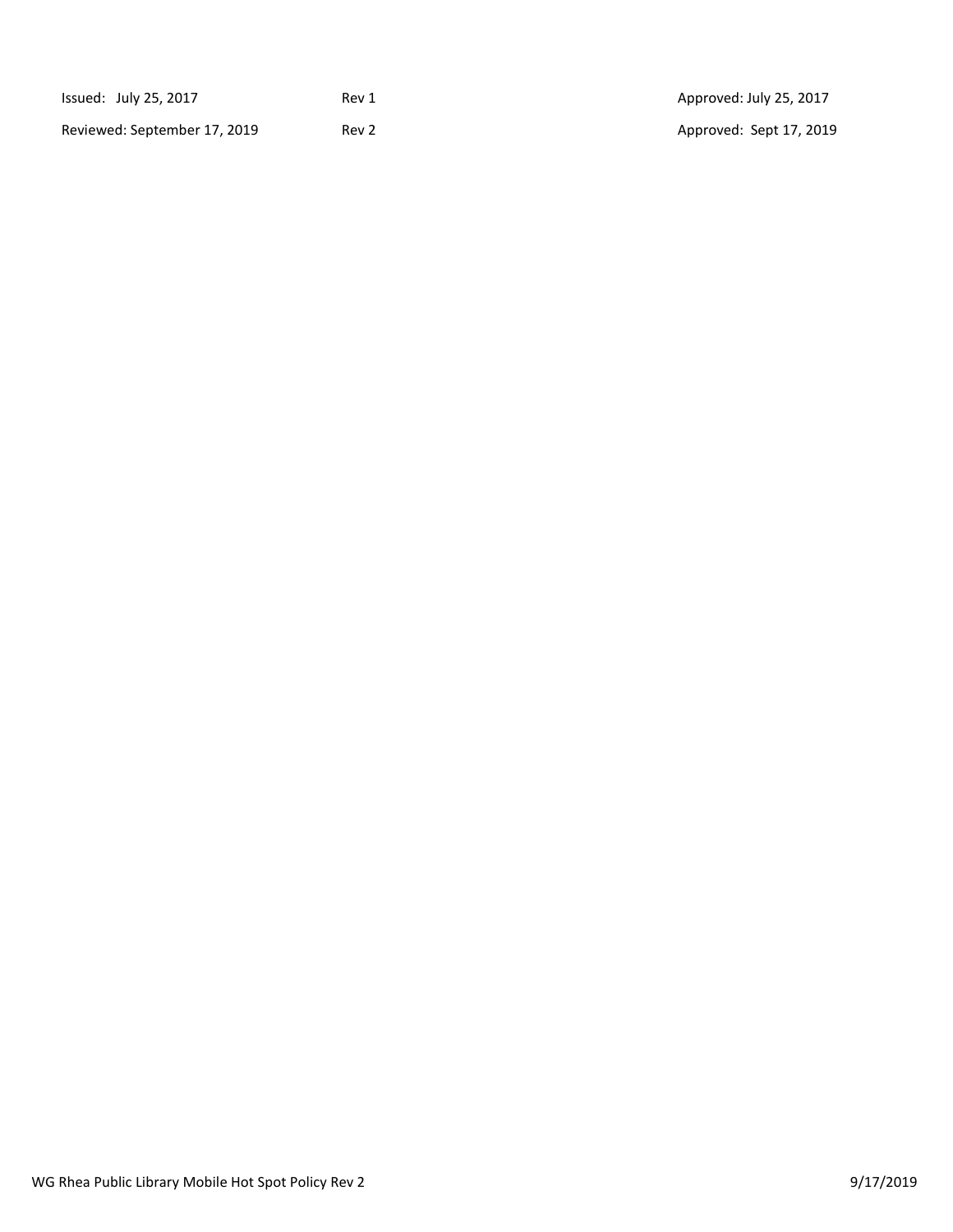| | | |
|---|---|---|
| Issued: July 25, 2017 | Rev 1 | Approved: July 25, 2017 |
| Reviewed: September 17, 2019 | Rev 2 | Approved: Sept 17, 2019 |